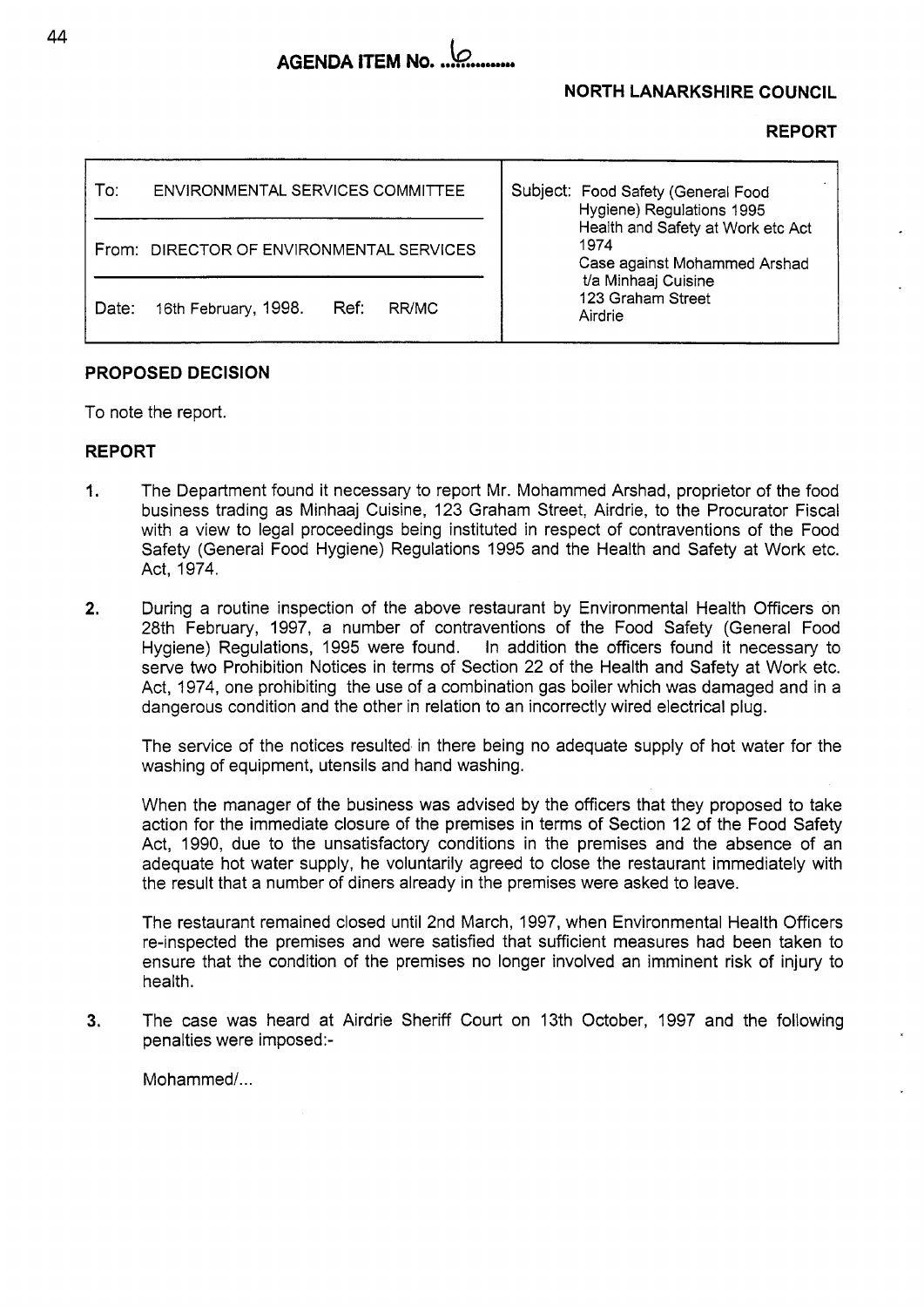**AGENDA ITEM No. 6**

**NORTH LANARKSHIRE COUNCIL**

**REPORT**

| To: ENVIRONMENTAL SERVICES COMMITTEE | Subject: Food Safety (General Food Hygiene) Regulations 1995 Health and Safety at Work etc Act 1974 Case against Mohammed Arshad t/a Minhaaj Cuisine 123 Graham Street Airdrie |
|---|---|
| From: DIRECTOR OF ENVIRONMENTAL SERVICES | |
| Date: 16th February, 1998. Ref: RR/MC | |

## PROPOSED DECISION

To note the report.

## REPORT

1. The Department found it necessary to report Mr. Mohammed Arshad, proprietor of the food business trading as Minhaaj Cuisine, 123 Graham Street, Airdrie, to the Procurator Fiscal with a view to legal proceedings being instituted in respect of contraventions of the Food Safety (General Food Hygiene) Regulations 1995 and the Health and Safety at Work etc. Act, 1974.

2. During a routine inspection of the above restaurant by Environmental Health Officers on 28th February, 1997, a number of contraventions of the Food Safety (General Food Hygiene) Regulations, 1995 were found. In addition the officers found it necessary to serve two Prohibition Notices in terms of Section 22 of the Health and Safety at Work etc. Act, 1974, one prohibiting the use of a combination gas boiler which was damaged and in a dangerous condition and the other in relation to an incorrectly wired electrical plug.

   The service of the notices resulted in there being no adequate supply of hot water for the washing of equipment, utensils and hand washing.

   When the manager of the business was advised by the officers that they proposed to take action for the immediate closure of the premises in terms of Section 12 of the Food Safety Act, 1990, due to the unsatisfactory conditions in the premises and the absence of an adequate hot water supply, he voluntarily agreed to close the restaurant immediately with the result that a number of diners already in the premises were asked to leave.

   The restaurant remained closed until 2nd March, 1997, when Environmental Health Officers re-inspected the premises and were satisfied that sufficient measures had been taken to ensure that the condition of the premises no longer involved an imminent risk of injury to health.

3. The case was heard at Airdrie Sheriff Court on 13th October, 1997 and the following penalties were imposed:-

Mohammed/...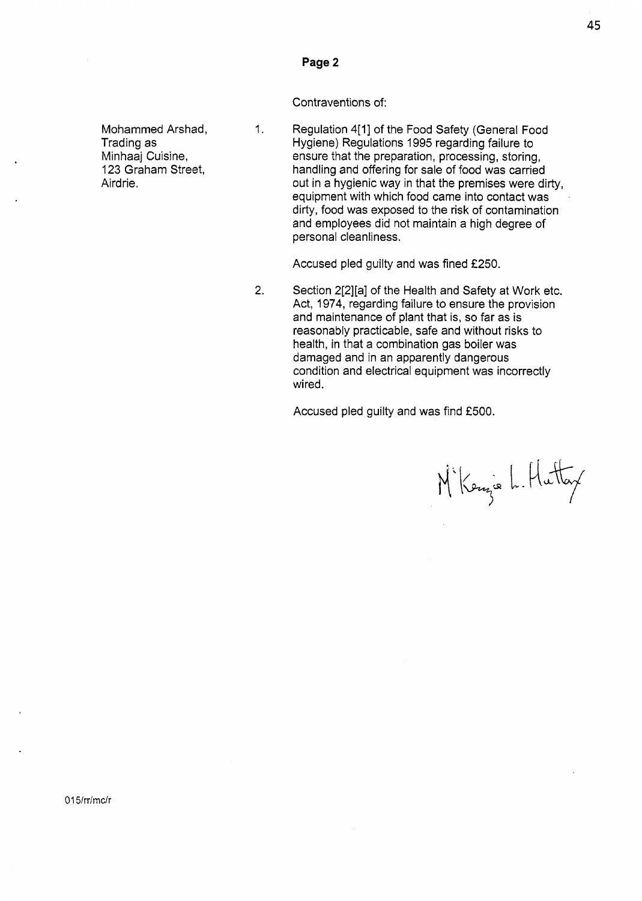**Page 2**

Contraventions of:

Mohammed Arshad,
Trading as
Minhaaj Cuisine,
123 Graham Street,
Airdrie.

1. Regulation 4[1] of the Food Safety (General Food Hygiene) Regulations 1995 regarding failure to ensure that the preparation, processing, storing, handling and offering for sale of food was carried out in a hygienic way in that the premises were dirty, equipment with which food came into contact was dirty, food was exposed to the risk of contamination and employees did not maintain a high degree of personal cleanliness.

   Accused pled guilty and was fined £250.

2. Section 2[2][a] of the Health and Safety at Work etc. Act, 1974, regarding failure to ensure the provision and maintenance of plant that is, so far as is reasonably practicable, safe and without risks to health, in that a combination gas boiler was damaged and in an apparently dangerous condition and electrical equipment was incorrectly wired.

   Accused pled guilty and was find £500.

M'Kenzie L. Hattay

015/rr/mc/r